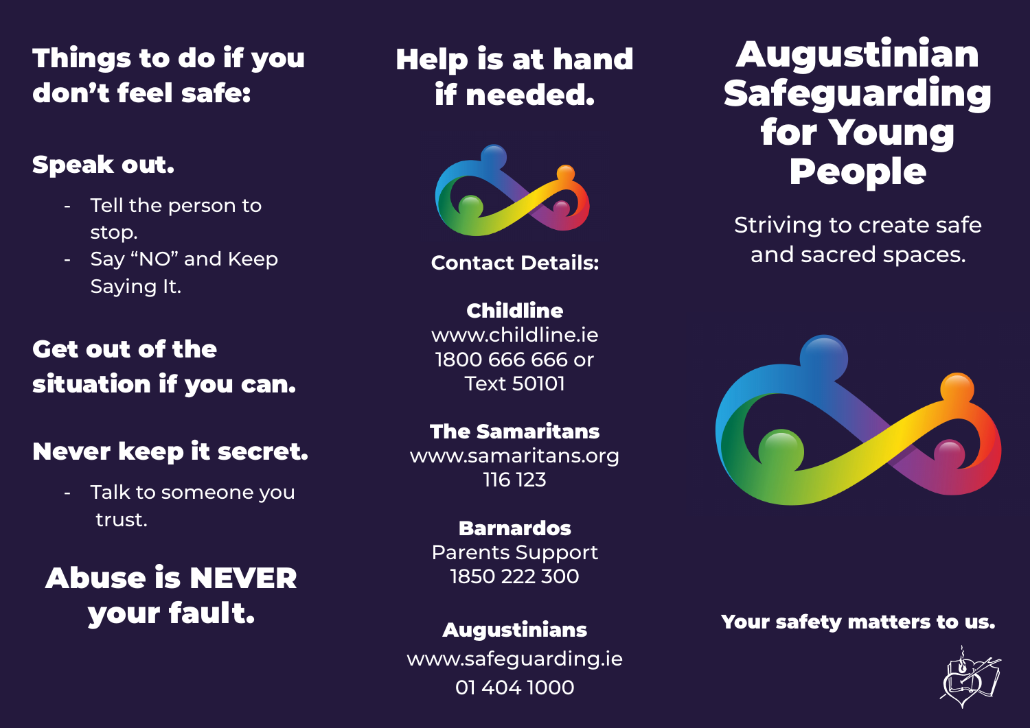## Things to do if you don't feel safe:

### Speak out.

- Tell the person to stop.
- Say "NO" and Keep Saying It.

### Get out of the situation if you can.

### Never keep it secret.

- Talk to someone you trust.

### Abuse is NEVER your fault.

## Help is at hand if needed.

**Contact Details:**

**Childline**
www.childline.ie
1800 666 666 or
Text 50101

**The Samaritans**
www.samaritans.org
116 123

**Barnardos**
Parents Support
1850 222 300

**Augustinians**
www.safeguarding.ie
01 404 1000

# Augustinian Safeguarding for Young People

Striving to create safe and sacred spaces.

**Your safety matters to us.**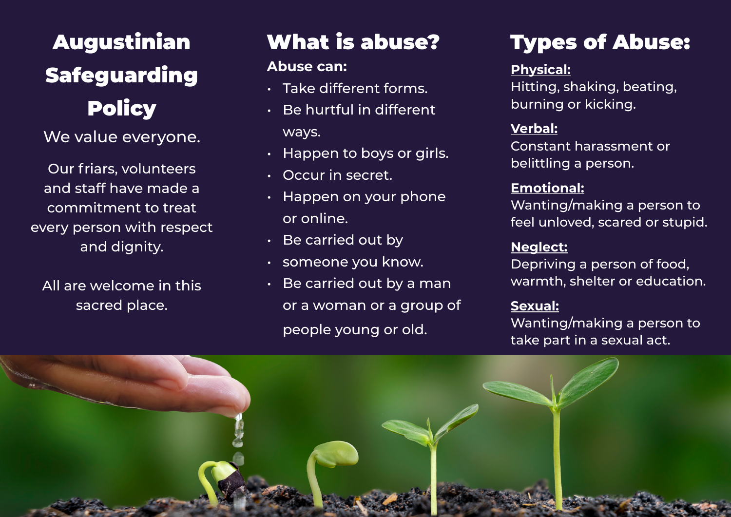# Augustinian Safeguarding Policy

We value everyone.

Our friars, volunteers and staff have made a commitment to treat every person with respect and dignity.

All are welcome in this sacred place.

## What is abuse?

**Abuse can:**

- Take different forms.
- Be hurtful in different ways.
- Happen to boys or girls.
- Occur in secret.
- Happen on your phone or online.
- Be carried out by
- someone you know.
- Be carried out by a man or a woman or a group of people young or old.

## Types of Abuse:

**Physical:**
Hitting, shaking, beating, burning or kicking.

**Verbal:**
Constant harassment or belittling a person.

**Emotional:**
Wanting/making a person to feel unloved, scared or stupid.

**Neglect:**
Depriving a person of food, warmth, shelter or education.

**Sexual:**
Wanting/making a person to take part in a sexual act.